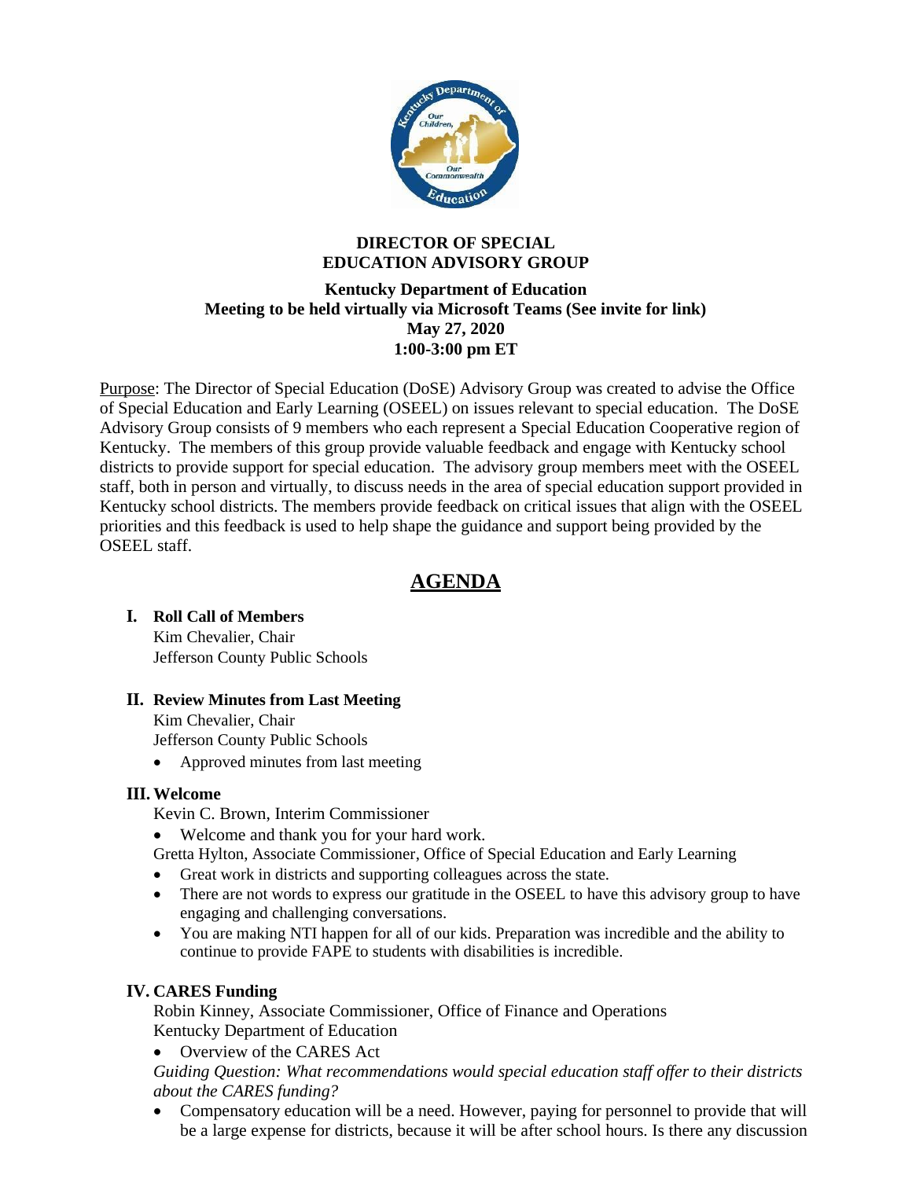**DIRECTOR OF SPECIAL EDUCATION ADVISORY GROUP**

**Kentucky Department of Education**
**Meeting to be held virtually via Microsoft Teams (See invite for link)**
**May 27, 2020**
**1:00-3:00 pm ET**

Purpose: The Director of Special Education (DoSE) Advisory Group was created to advise the Office of Special Education and Early Learning (OSEEL) on issues relevant to special education. The DoSE Advisory Group consists of 9 members who each represent a Special Education Cooperative region of Kentucky. The members of this group provide valuable feedback and engage with Kentucky school districts to provide support for special education. The advisory group members meet with the OSEEL staff, both in person and virtually, to discuss needs in the area of special education support provided in Kentucky school districts. The members provide feedback on critical issues that align with the OSEEL priorities and this feedback is used to help shape the guidance and support being provided by the OSEEL staff.

# AGENDA

## I. Roll Call of Members

Kim Chevalier, Chair
Jefferson County Public Schools

## II. Review Minutes from Last Meeting

Kim Chevalier, Chair
Jefferson County Public Schools

- Approved minutes from last meeting

## III. Welcome

Kevin C. Brown, Interim Commissioner

- Welcome and thank you for your hard work.

Gretta Hylton, Associate Commissioner, Office of Special Education and Early Learning

- Great work in districts and supporting colleagues across the state.
- There are not words to express our gratitude in the OSEEL to have this advisory group to have engaging and challenging conversations.
- You are making NTI happen for all of our kids. Preparation was incredible and the ability to continue to provide FAPE to students with disabilities is incredible.

## IV. CARES Funding

Robin Kinney, Associate Commissioner, Office of Finance and Operations
Kentucky Department of Education

- Overview of the CARES Act

*Guiding Question: What recommendations would special education staff offer to their districts about the CARES funding?*

- Compensatory education will be a need. However, paying for personnel to provide that will be a large expense for districts, because it will be after school hours. Is there any discussion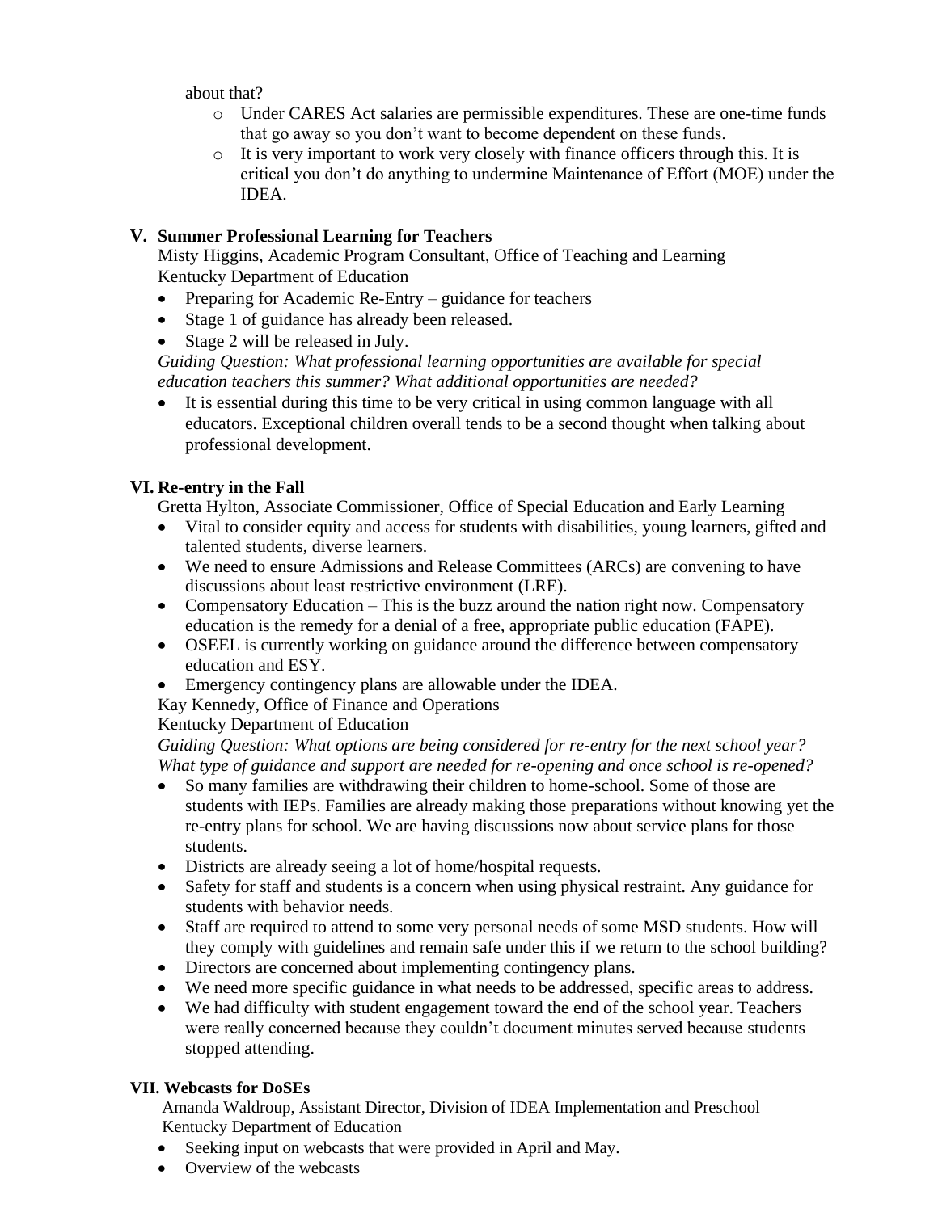about that?

- Under CARES Act salaries are permissible expenditures. These are one-time funds that go away so you don't want to become dependent on these funds.
- It is very important to work very closely with finance officers through this. It is critical you don't do anything to undermine Maintenance of Effort (MOE) under the IDEA.

## V. Summer Professional Learning for Teachers

Misty Higgins, Academic Program Consultant, Office of Teaching and Learning
Kentucky Department of Education

- Preparing for Academic Re-Entry – guidance for teachers
- Stage 1 of guidance has already been released.
- Stage 2 will be released in July.

*Guiding Question: What professional learning opportunities are available for special education teachers this summer? What additional opportunities are needed?*

- It is essential during this time to be very critical in using common language with all educators. Exceptional children overall tends to be a second thought when talking about professional development.

## VI. Re-entry in the Fall

Gretta Hylton, Associate Commissioner, Office of Special Education and Early Learning

- Vital to consider equity and access for students with disabilities, young learners, gifted and talented students, diverse learners.
- We need to ensure Admissions and Release Committees (ARCs) are convening to have discussions about least restrictive environment (LRE).
- Compensatory Education – This is the buzz around the nation right now. Compensatory education is the remedy for a denial of a free, appropriate public education (FAPE).
- OSEEL is currently working on guidance around the difference between compensatory education and ESY.
- Emergency contingency plans are allowable under the IDEA.

Kay Kennedy, Office of Finance and Operations
Kentucky Department of Education

*Guiding Question: What options are being considered for re-entry for the next school year? What type of guidance and support are needed for re-opening and once school is re-opened?*

- So many families are withdrawing their children to home-school. Some of those are students with IEPs. Families are already making those preparations without knowing yet the re-entry plans for school. We are having discussions now about service plans for those students.
- Districts are already seeing a lot of home/hospital requests.
- Safety for staff and students is a concern when using physical restraint. Any guidance for students with behavior needs.
- Staff are required to attend to some very personal needs of some MSD students. How will they comply with guidelines and remain safe under this if we return to the school building?
- Directors are concerned about implementing contingency plans.
- We need more specific guidance in what needs to be addressed, specific areas to address.
- We had difficulty with student engagement toward the end of the school year. Teachers were really concerned because they couldn't document minutes served because students stopped attending.

## VII. Webcasts for DoSEs

Amanda Waldroup, Assistant Director, Division of IDEA Implementation and Preschool
Kentucky Department of Education

- Seeking input on webcasts that were provided in April and May.
- Overview of the webcasts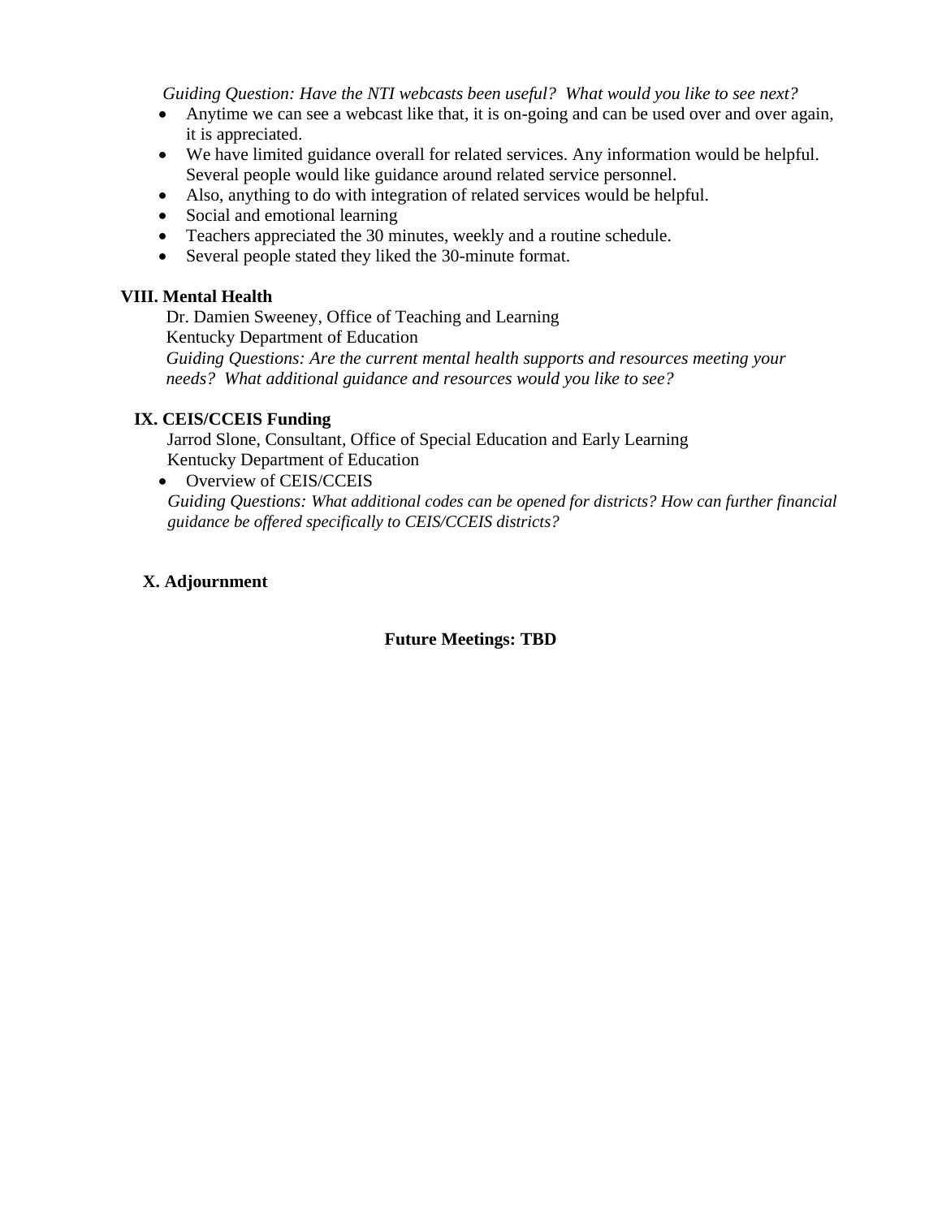*Guiding Question: Have the NTI webcasts been useful? What would you like to see next?*

- Anytime we can see a webcast like that, it is on-going and can be used over and over again, it is appreciated.
- We have limited guidance overall for related services. Any information would be helpful. Several people would like guidance around related service personnel.
- Also, anything to do with integration of related services would be helpful.
- Social and emotional learning
- Teachers appreciated the 30 minutes, weekly and a routine schedule.
- Several people stated they liked the 30-minute format.

**VIII. Mental Health**

Dr. Damien Sweeney, Office of Teaching and Learning
Kentucky Department of Education
*Guiding Questions: Are the current mental health supports and resources meeting your needs? What additional guidance and resources would you like to see?*

**IX. CEIS/CCEIS Funding**

Jarrod Slone, Consultant, Office of Special Education and Early Learning
Kentucky Department of Education

- Overview of CEIS/CCEIS

*Guiding Questions: What additional codes can be opened for districts? How can further financial guidance be offered specifically to CEIS/CCEIS districts?*

**X. Adjournment**

**Future Meetings: TBD**